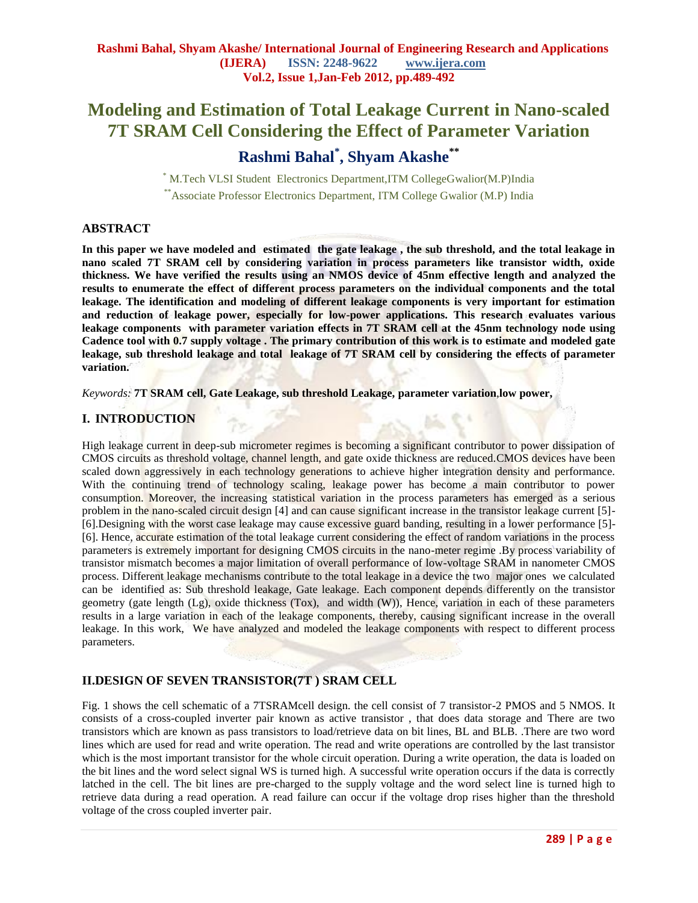# Modeling and Estimation of Total Leakage Current in Nano-scaled 7T SRAM Cell Considering the Effect of Parameter Variation

## Rashmi Bahal*, Shyam Akashe**

* M.Tech VLSI Student Electronics Department,ITM CollegeGwalior(M.P)India

** Associate Professor Electronics Department, ITM College Gwalior (M.P) India

## ABSTRACT

**In this paper we have modeled and estimated the gate leakage , the sub threshold, and the total leakage in nano scaled 7T SRAM cell by considering variation in process parameters like transistor width, oxide thickness. We have verified the results using an NMOS device of 45nm effective length and analyzed the results to enumerate the effect of different process parameters on the individual components and the total leakage. The identification and modeling of different leakage components is very important for estimation and reduction of leakage power, especially for low-power applications. This research evaluates various leakage components with parameter variation effects in 7T SRAM cell at the 45nm technology node using Cadence tool with 0.7 supply voltage . The primary contribution of this work is to estimate and modeled gate leakage, sub threshold leakage and total leakage of 7T SRAM cell by considering the effects of parameter variation.**

*Keywords:* **7T SRAM cell, Gate Leakage, sub threshold Leakage, parameter variation,low power,**

## I. INTRODUCTION

High leakage current in deep-sub micrometer regimes is becoming a significant contributor to power dissipation of CMOS circuits as threshold voltage, channel length, and gate oxide thickness are reduced.CMOS devices have been scaled down aggressively in each technology generations to achieve higher integration density and performance. With the continuing trend of technology scaling, leakage power has become a main contributor to power consumption. Moreover, the increasing statistical variation in the process parameters has emerged as a serious problem in the nano-scaled circuit design [4] and can cause significant increase in the transistor leakage current [5]-[6].Designing with the worst case leakage may cause excessive guard banding, resulting in a lower performance [5]-[6]. Hence, accurate estimation of the total leakage current considering the effect of random variations in the process parameters is extremely important for designing CMOS circuits in the nano-meter regime .By process variability of transistor mismatch becomes a major limitation of overall performance of low-voltage SRAM in nanometer CMOS process. Different leakage mechanisms contribute to the total leakage in a device the two major ones we calculated can be identified as: Sub threshold leakage, Gate leakage. Each component depends differently on the transistor geometry (gate length (Lg), oxide thickness (Tox), and width (W)), Hence, variation in each of these parameters results in a large variation in each of the leakage components, thereby, causing significant increase in the overall leakage. In this work, We have analyzed and modeled the leakage components with respect to different process parameters.

## II.DESIGN OF SEVEN TRANSISTOR(7T ) SRAM CELL

Fig. 1 shows the cell schematic of a 7TSRAMcell design. the cell consist of 7 transistor-2 PMOS and 5 NMOS. It consists of a cross-coupled inverter pair known as active transistor , that does data storage and There are two transistors which are known as pass transistors to load/retrieve data on bit lines, BL and BLB. .There are two word lines which are used for read and write operation. The read and write operations are controlled by the last transistor which is the most important transistor for the whole circuit operation. During a write operation, the data is loaded on the bit lines and the word select signal WS is turned high. A successful write operation occurs if the data is correctly latched in the cell. The bit lines are pre-charged to the supply voltage and the word select line is turned high to retrieve data during a read operation. A read failure can occur if the voltage drop rises higher than the threshold voltage of the cross coupled inverter pair.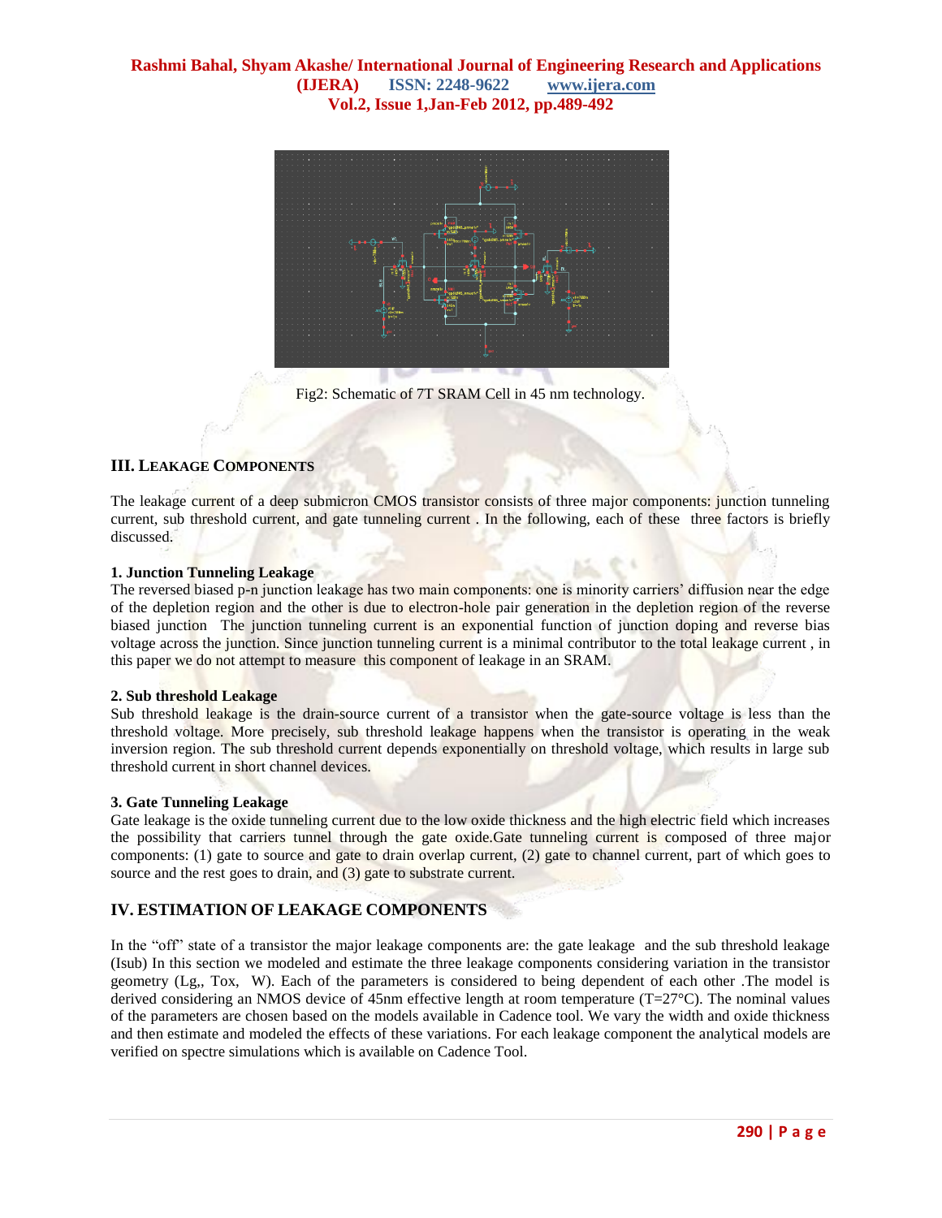Fig2: Schematic of 7T SRAM Cell in 45 nm technology.

## III. LEAKAGE COMPONENTS

The leakage current of a deep submicron CMOS transistor consists of three major components: junction tunneling current, sub threshold current, and gate tunneling current . In the following, each of these three factors is briefly discussed.

**1. Junction Tunneling Leakage**

The reversed biased p-n junction leakage has two main components: one is minority carriers' diffusion near the edge of the depletion region and the other is due to electron-hole pair generation in the depletion region of the reverse biased junction The junction tunneling current is an exponential function of junction doping and reverse bias voltage across the junction. Since junction tunneling current is a minimal contributor to the total leakage current , in this paper we do not attempt to measure this component of leakage in an SRAM.

**2. Sub threshold Leakage**

Sub threshold leakage is the drain-source current of a transistor when the gate-source voltage is less than the threshold voltage. More precisely, sub threshold leakage happens when the transistor is operating in the weak inversion region. The sub threshold current depends exponentially on threshold voltage, which results in large sub threshold current in short channel devices.

**3. Gate Tunneling Leakage**

Gate leakage is the oxide tunneling current due to the low oxide thickness and the high electric field which increases the possibility that carriers tunnel through the gate oxide.Gate tunneling current is composed of three major components: (1) gate to source and gate to drain overlap current, (2) gate to channel current, part of which goes to source and the rest goes to drain, and (3) gate to substrate current.

## IV. ESTIMATION OF LEAKAGE COMPONENTS

In the "off" state of a transistor the major leakage components are: the gate leakage and the sub threshold leakage (Isub) In this section we modeled and estimate the three leakage components considering variation in the transistor geometry (Lg,, Tox, W). Each of the parameters is considered to being dependent of each other .The model is derived considering an NMOS device of 45nm effective length at room temperature (T=27°C). The nominal values of the parameters are chosen based on the models available in Cadence tool. We vary the width and oxide thickness and then estimate and modeled the effects of these variations. For each leakage component the analytical models are verified on spectre simulations which is available on Cadence Tool.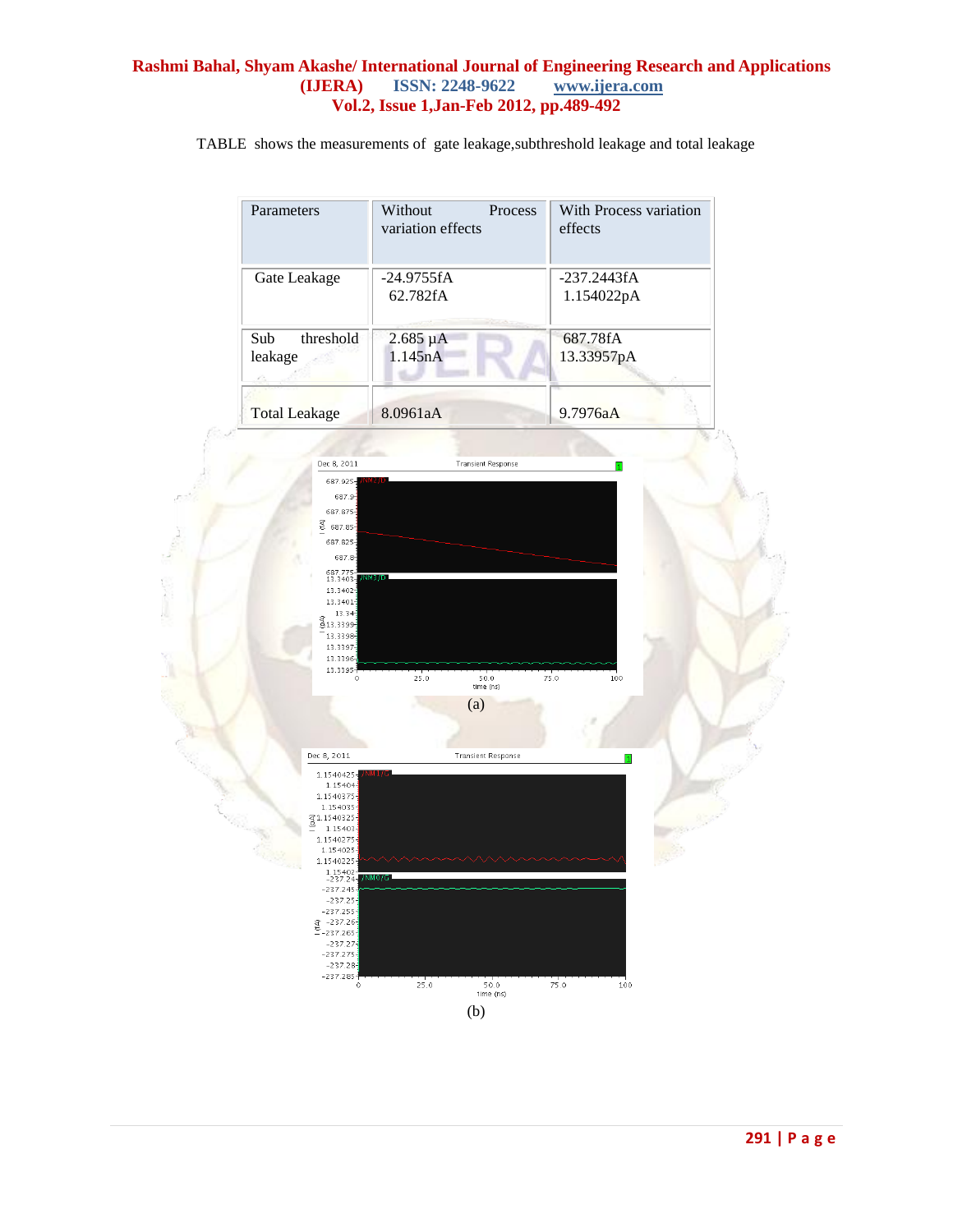TABLE shows the measurements of gate leakage,subthreshold leakage and total leakage

| Parameters | Without Process variation effects | With Process variation effects |
|---|---|---|
| Gate Leakage | -24.9755fA<br>62.782fA | -237.2443fA<br>1.154022pA |
| Sub threshold leakage | 2.685 µA<br>1.145nA | 687.78fA<br>13.33957pA |
| Total Leakage | 8.0961aA | 9.7976aA |

(a)

(b)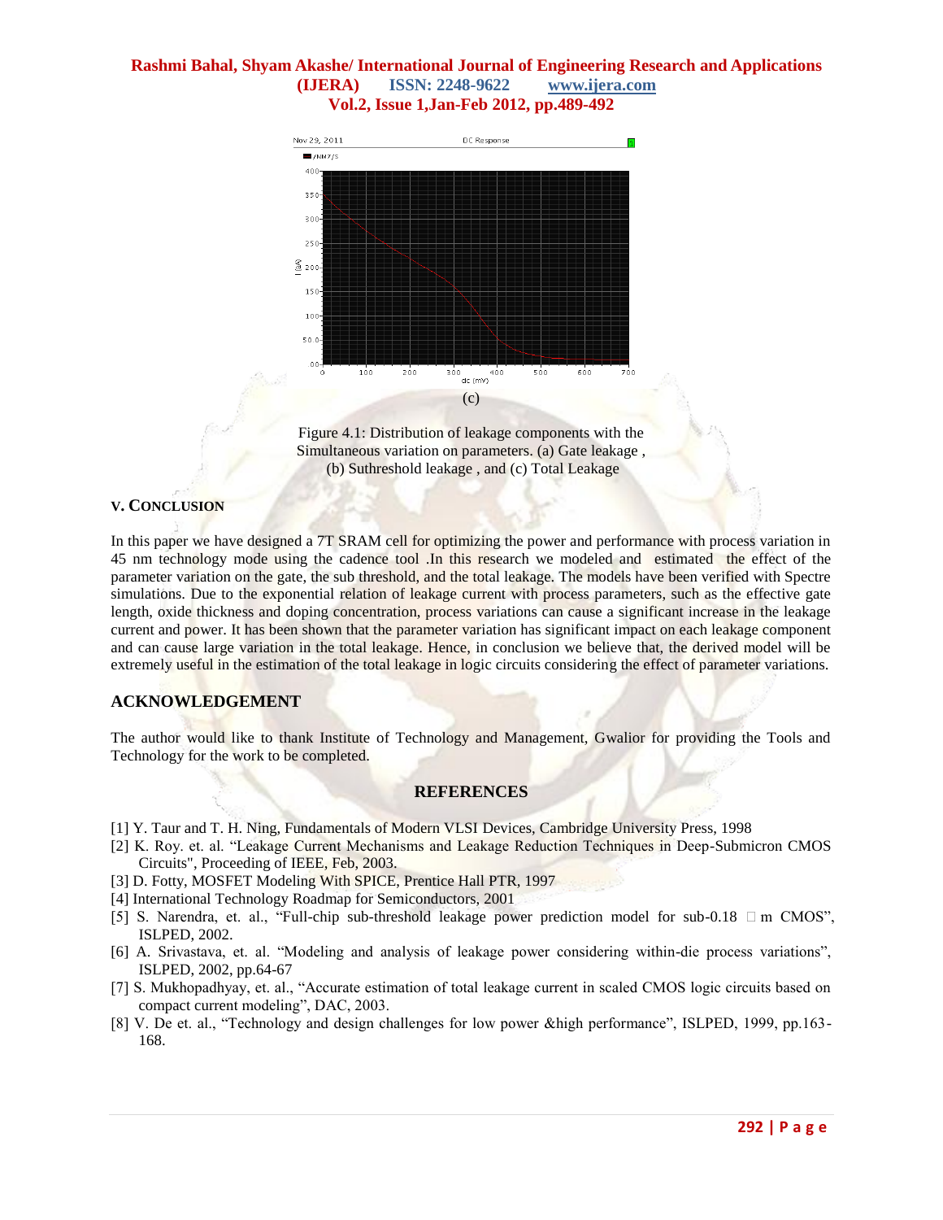Nov 29, 2011

DC Response

/NM7/S

400

350

300

250

200

150

100

50.0

0.0

I (uA)

0 100 200 300 400 500 600 700

dc (mV)

(c)

Figure 4.1: Distribution of leakage components with the Simultaneous variation on parameters. (a) Gate leakage , (b) Suthreshold leakage , and (c) Total Leakage

## V. CONCLUSION

In this paper we have designed a 7T SRAM cell for optimizing the power and performance with process variation in 45 nm technology mode using the cadence tool .In this research we modeled and estimated the effect of the parameter variation on the gate, the sub threshold, and the total leakage. The models have been verified with Spectre simulations. Due to the exponential relation of leakage current with process parameters, such as the effective gate length, oxide thickness and doping concentration, process variations can cause a significant increase in the leakage current and power. It has been shown that the parameter variation has significant impact on each leakage component and can cause large variation in the total leakage. Hence, in conclusion we believe that, the derived model will be extremely useful in the estimation of the total leakage in logic circuits considering the effect of parameter variations.

## ACKNOWLEDGEMENT

The author would like to thank Institute of Technology and Management, Gwalior for providing the Tools and Technology for the work to be completed.

## REFERENCES

[1] Y. Taur and T. H. Ning, Fundamentals of Modern VLSI Devices, Cambridge University Press, 1998

[2] K. Roy. et. al. "Leakage Current Mechanisms and Leakage Reduction Techniques in Deep-Submicron CMOS Circuits", Proceeding of IEEE, Feb, 2003.

[3] D. Fotty, MOSFET Modeling With SPICE, Prentice Hall PTR, 1997

[4] International Technology Roadmap for Semiconductors, 2001

[5] S. Narendra, et. al., "Full-chip sub-threshold leakage power prediction model for sub-0.18 m CMOS", ISLPED, 2002.

[6] A. Srivastava, et. al. "Modeling and analysis of leakage power considering within-die process variations", ISLPED, 2002, pp.64-67

[7] S. Mukhopadhyay, et. al., "Accurate estimation of total leakage current in scaled CMOS logic circuits based on compact current modeling", DAC, 2003.

[8] V. De et. al., "Technology and design challenges for low power &high performance", ISLPED, 1999, pp.163-168.